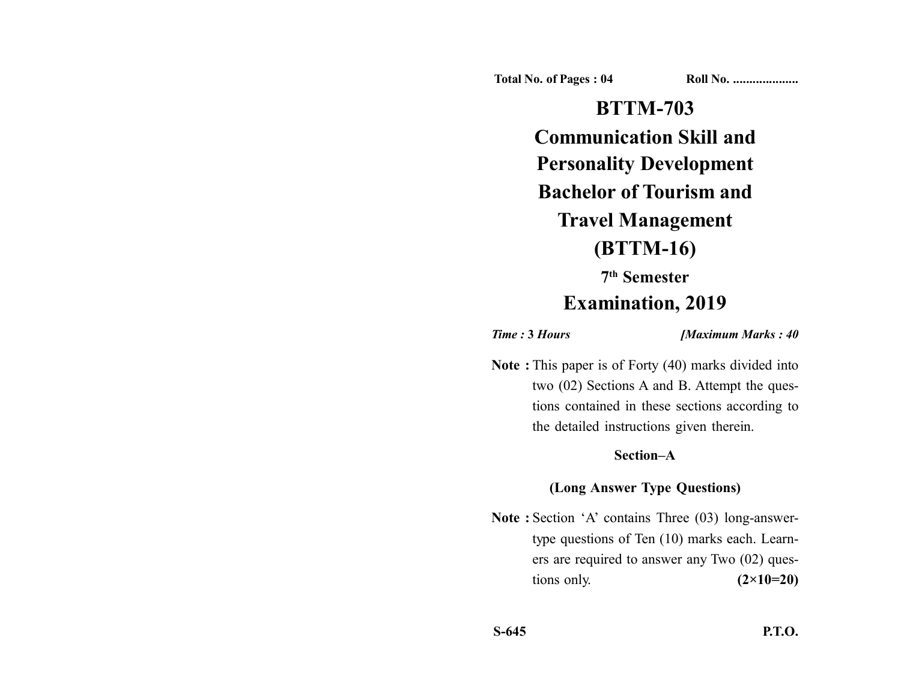Total No. of Pages : 04 Roll No. ....................

# BTTM-703

# Communication Skill and Personality Development

# Bachelor of Tourism and Travel Management (BTTM-16)

## 7th Semester

## Examination, 2019

*Time : 3 Hours* *[Maximum Marks : 40*

**Note :** This paper is of Forty (40) marks divided into two (02) Sections A and B. Attempt the questions contained in these sections according to the detailed instructions given therein.

### Section–A

### (Long Answer Type Questions)

**Note :** Section 'A' contains Three (03) long-answer-type questions of Ten (10) marks each. Learners are required to answer any Two (02) questions only. **(2×10=20)**

S-645 **P.T.O.**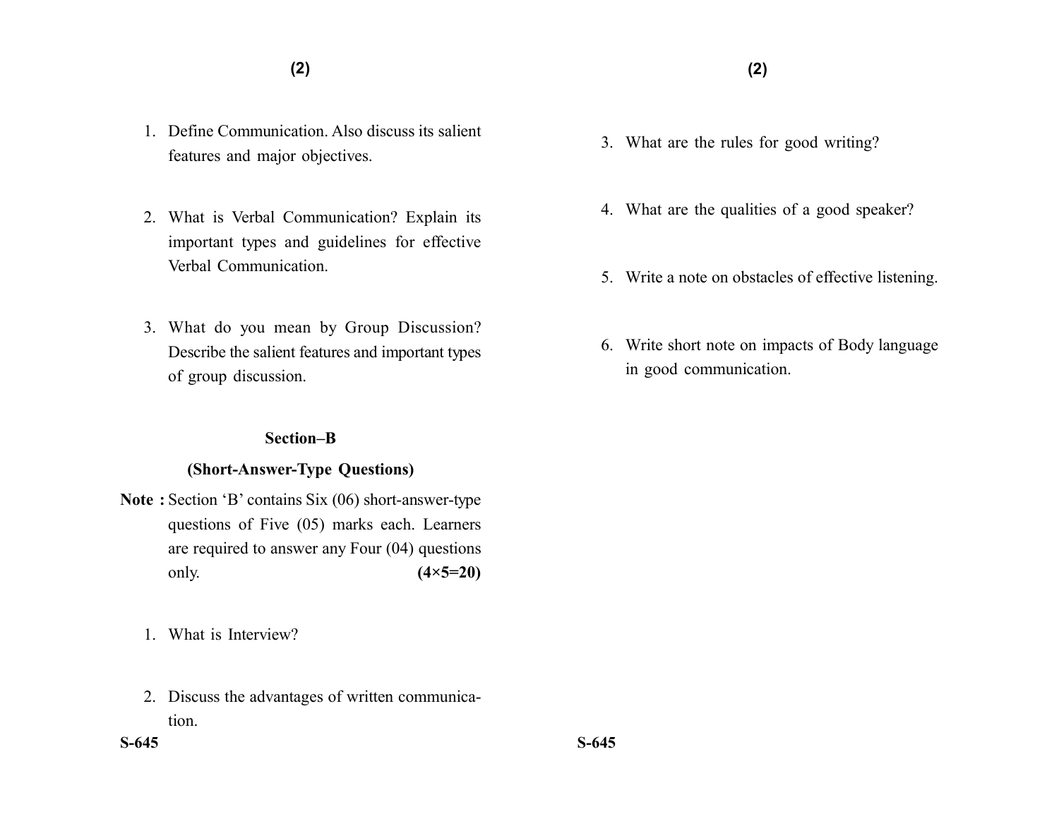1. Define Communication. Also discuss its salient features and major objectives.

2. What is Verbal Communication? Explain its important types and guidelines for effective Verbal Communication.

3. What do you mean by Group Discussion? Describe the salient features and important types of group discussion.

## Section–B

### (Short-Answer-Type Questions)

**Note :** Section 'B' contains Six (06) short-answer-type questions of Five (05) marks each. Learners are required to answer any Four (04) questions only. **(4×5=20)**

1. What is Interview?

2. Discuss the advantages of written communication.

3. What are the rules for good writing?

4. What are the qualities of a good speaker?

5. Write a note on obstacles of effective listening.

6. Write short note on impacts of Body language in good communication.